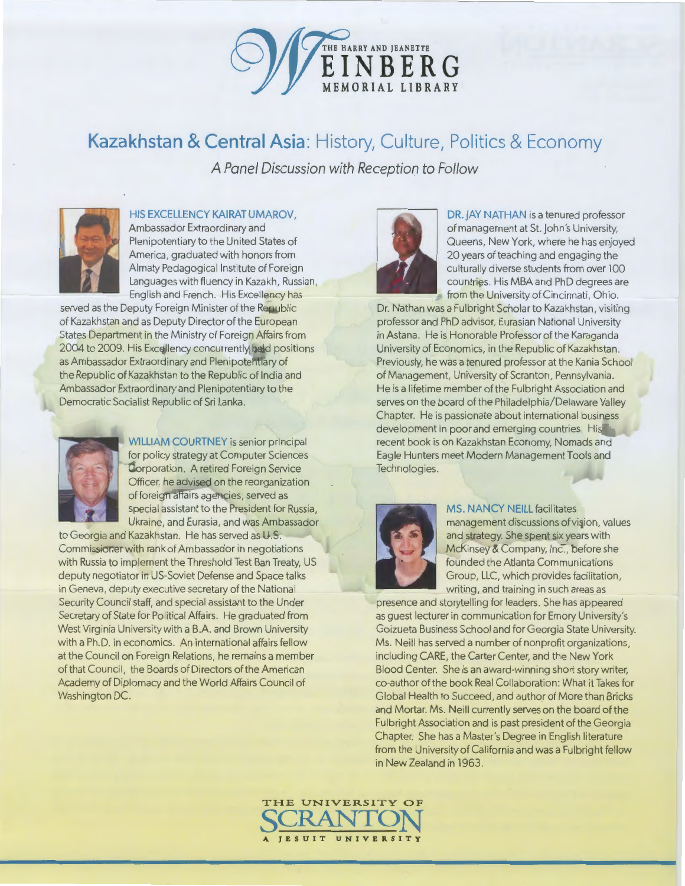THE HARRY AND JEANETTE WEINBERG MEMORIAL LIBRARY

# Kazakhstan & Central Asia: History, Culture, Politics & Economy

*A Panel Discussion with Reception to Follow*

**HIS EXCELLENCY KAIRAT UMAROV,** Ambassador Extraordinary and Plenipotentiary to the United States of America, graduated with honors from Almaty Pedagogical Institute of Foreign Languages with fluency in Kazakh, Russian, English and French. His Excellency has served as the Deputy Foreign Minister of the Republic of Kazakhstan and as Deputy Director of the European States Department in the Ministry of Foreign Affairs from 2004 to 2009. His Excellency concurrently held positions as Ambassador Extraordinary and Plenipotentiary of the Republic of Kazakhstan to the Republic of India and Ambassador Extraordinary and Plenipotentiary to the Democratic Socialist Republic of Sri Lanka.

**WILLIAM COURTNEY** is senior principal for policy strategy at Computer Sciences Corporation. A retired Foreign Service Officer, he advised on the reorganization of foreign affairs agencies, served as special assistant to the President for Russia, Ukraine, and Eurasia, and was Ambassador to Georgia and Kazakhstan. He has served as U.S. Commissioner with rank of Ambassador in negotiations with Russia to implement the Threshold Test Ban Treaty, US deputy negotiator in US-Soviet Defense and Space talks in Geneva, deputy executive secretary of the National Security Council staff, and special assistant to the Under Secretary of State for Political Affairs. He graduated from West Virginia University with a B.A. and Brown University with a Ph.D. in economics. An international affairs fellow at the Council on Foreign Relations, he remains a member of that Council, the Boards of Directors of the American Academy of Diplomacy and the World Affairs Council of Washington DC.

**DR. JAY NATHAN** is a tenured professor of management at St. John's University, Queens, New York, where he has enjoyed 20 years of teaching and engaging the culturally diverse students from over 100 countries. His MBA and PhD degrees are from the University of Cincinnati, Ohio. Dr. Nathan was a Fulbright Scholar to Kazakhstan, visiting professor and PhD advisor, Eurasian National University in Astana. He is Honorable Professor of the Karaganda University of Economics, in the Republic of Kazakhstan. Previously, he was a tenured professor at the Kania School of Management, University of Scranton, Pennsylvania. He is a lifetime member of the Fulbright Association and serves on the board of the Philadelphia/Delaware Valley Chapter. He is passionate about international business development in poor and emerging countries. His recent book is on Kazakhstan Economy, Nomads and Eagle Hunters meet Modern Management Tools and Technologies.

**MS. NANCY NEILL** facilitates management discussions of vision, values and strategy. She spent six years with McKinsey & Company, Inc., before she founded the Atlanta Communications Group, LLC, which provides facilitation, writing, and training in such areas as presence and storytelling for leaders. She has appeared as guest lecturer in communication for Emory University's Goizueta Business School and for Georgia State University. Ms. Neill has served a number of nonprofit organizations, including CARE, the Carter Center, and the New York Blood Center. She is an award-winning short story writer, co-author of the book Real Collaboration: What it Takes for Global Health to Succeed, and author of More than Bricks and Mortar. Ms. Neill currently serves on the board of the Fulbright Association and is past president of the Georgia Chapter. She has a Master's Degree in English literature from the University of California and was a Fulbright fellow in New Zealand in 1963.

THE UNIVERSITY OF SCRANTON
A JESUIT UNIVERSITY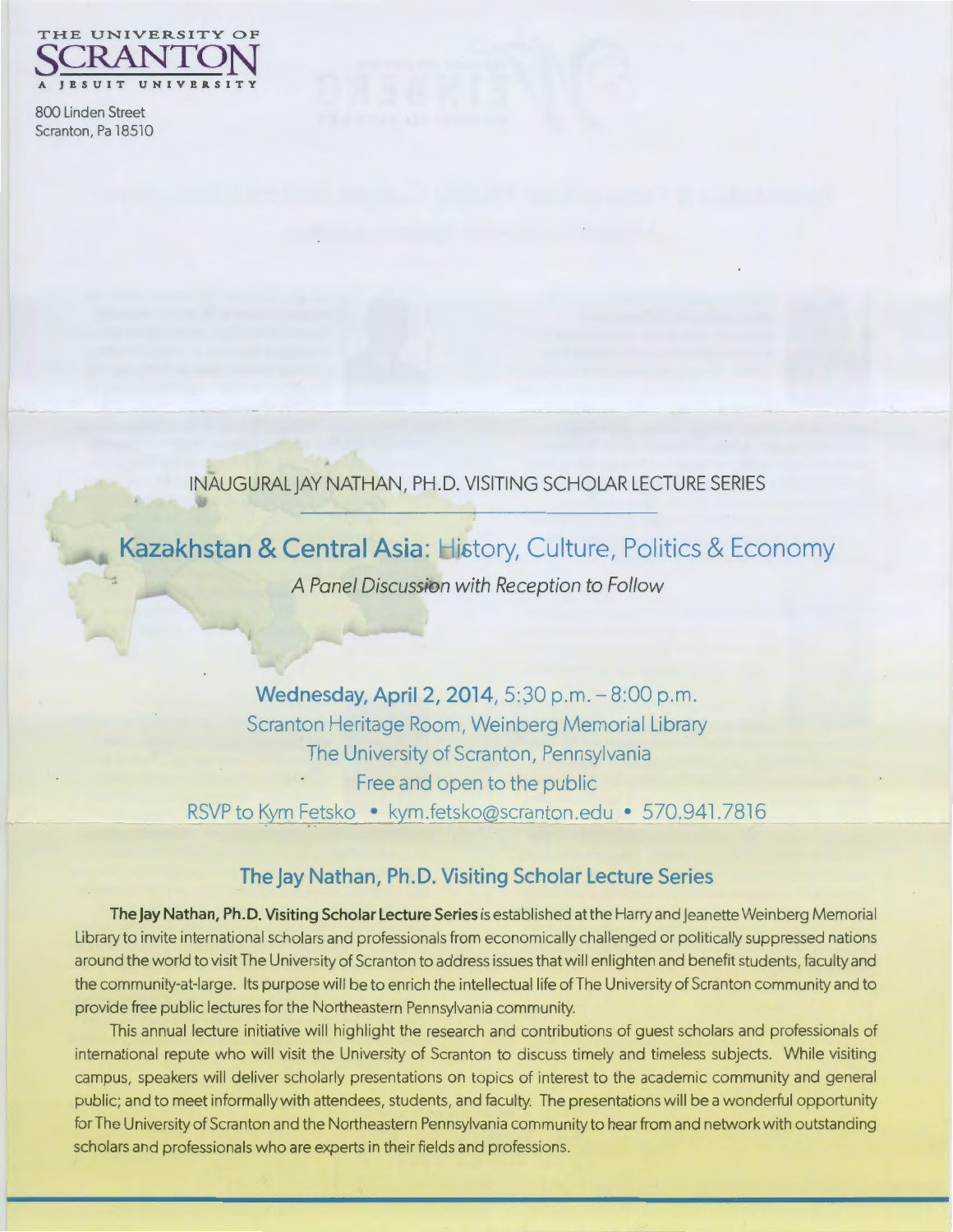THE UNIVERSITY OF
SCRANTON
A JESUIT UNIVERSITY

800 Linden Street
Scranton, Pa 18510

INAUGURAL JAY NATHAN, PH.D. VISITING SCHOLAR LECTURE SERIES

## Kazakhstan & Central Asia: History, Culture, Politics & Economy

*A Panel Discussion with Reception to Follow*

**Wednesday, April 2, 2014**, 5:30 p.m. – 8:00 p.m.
Scranton Heritage Room, Weinberg Memorial Library
The University of Scranton, Pennsylvania
Free and open to the public
RSVP to Kym Fetsko • kym.fetsko@scranton.edu • 570.941.7816

## The Jay Nathan, Ph.D. Visiting Scholar Lecture Series

**The Jay Nathan, Ph.D. Visiting Scholar Lecture Series** is established at the Harry and Jeanette Weinberg Memorial Library to invite international scholars and professionals from economically challenged or politically suppressed nations around the world to visit The University of Scranton to address issues that will enlighten and benefit students, faculty and the community-at-large. Its purpose will be to enrich the intellectual life of The University of Scranton community and to provide free public lectures for the Northeastern Pennsylvania community.

This annual lecture initiative will highlight the research and contributions of guest scholars and professionals of international repute who will visit the University of Scranton to discuss timely and timeless subjects. While visiting campus, speakers will deliver scholarly presentations on topics of interest to the academic community and general public; and to meet informally with attendees, students, and faculty. The presentations will be a wonderful opportunity for The University of Scranton and the Northeastern Pennsylvania community to hear from and network with outstanding scholars and professionals who are experts in their fields and professions.